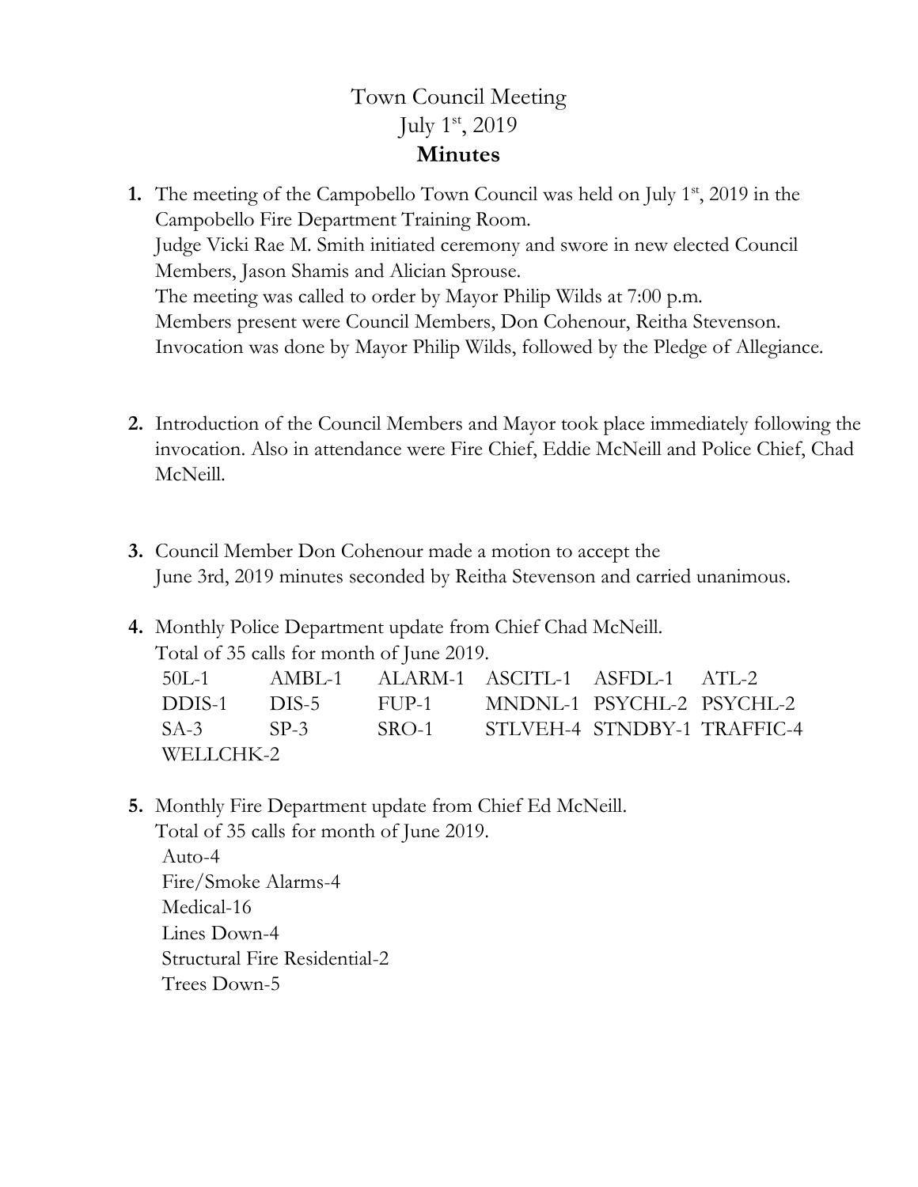# Town Council Meeting
## July 1st, 2019
## **Minutes**

1. The meeting of the Campobello Town Council was held on July 1st, 2019 in the Campobello Fire Department Training Room.
   Judge Vicki Rae M. Smith initiated ceremony and swore in new elected Council Members, Jason Shamis and Alician Sprouse.
   The meeting was called to order by Mayor Philip Wilds at 7:00 p.m.
   Members present were Council Members, Don Cohenour, Reitha Stevenson.
   Invocation was done by Mayor Philip Wilds, followed by the Pledge of Allegiance.

2. Introduction of the Council Members and Mayor took place immediately following the invocation. Also in attendance were Fire Chief, Eddie McNeill and Police Chief, Chad McNeill.

3. Council Member Don Cohenour made a motion to accept the June 3rd, 2019 minutes seconded by Reitha Stevenson and carried unanimous.

4. Monthly Police Department update from Chief Chad McNeill.
   Total of 35 calls for month of June 2019.

| | | | | | |
|---|---|---|---|---|---|
| 50L-1 | AMBL-1 | ALARM-1 | ASCITL-1 | ASFDL-1 | ATL-2 |
| DDIS-1 | DIS-5 | FUP-1 | MNDNL-1 | PSYCHL-2 | PSYCHL-2 |
| SA-3 | SP-3 | SRO-1 | STLVEH-4 | STNDBY-1 | TRAFFIC-4 |
| WELLCHK-2 | | | | | |

5. Monthly Fire Department update from Chief Ed McNeill.
   Total of 35 calls for month of June 2019.
   Auto-4
   Fire/Smoke Alarms-4
   Medical-16
   Lines Down-4
   Structural Fire Residential-2
   Trees Down-5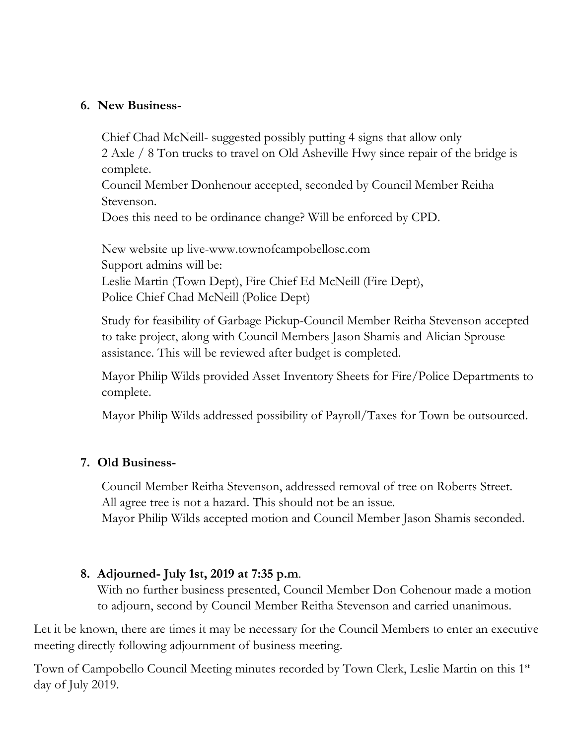6. **New Business-**

   Chief Chad McNeill- suggested possibly putting 4 signs that allow only
   2 Axle / 8 Ton trucks to travel on Old Asheville Hwy since repair of the bridge is complete.
   Council Member Donhenour accepted, seconded by Council Member Reitha Stevenson.
   Does this need to be ordinance change? Will be enforced by CPD.

   New website up live-www.townofcampobellosc.com
   Support admins will be:
   Leslie Martin (Town Dept), Fire Chief Ed McNeill (Fire Dept),
   Police Chief Chad McNeill (Police Dept)

   Study for feasibility of Garbage Pickup-Council Member Reitha Stevenson accepted to take project, along with Council Members Jason Shamis and Alician Sprouse assistance. This will be reviewed after budget is completed.

   Mayor Philip Wilds provided Asset Inventory Sheets for Fire/Police Departments to complete.

   Mayor Philip Wilds addressed possibility of Payroll/Taxes for Town be outsourced.

7. **Old Business-**

   Council Member Reitha Stevenson, addressed removal of tree on Roberts Street.
   All agree tree is not a hazard. This should not be an issue.
   Mayor Philip Wilds accepted motion and Council Member Jason Shamis seconded.

8. **Adjourned- July 1st, 2019 at 7:35 p.m**.
   With no further business presented, Council Member Don Cohenour made a motion to adjourn, second by Council Member Reitha Stevenson and carried unanimous.

Let it be known, there are times it may be necessary for the Council Members to enter an executive meeting directly following adjournment of business meeting.

Town of Campobello Council Meeting minutes recorded by Town Clerk, Leslie Martin on this 1st day of July 2019.